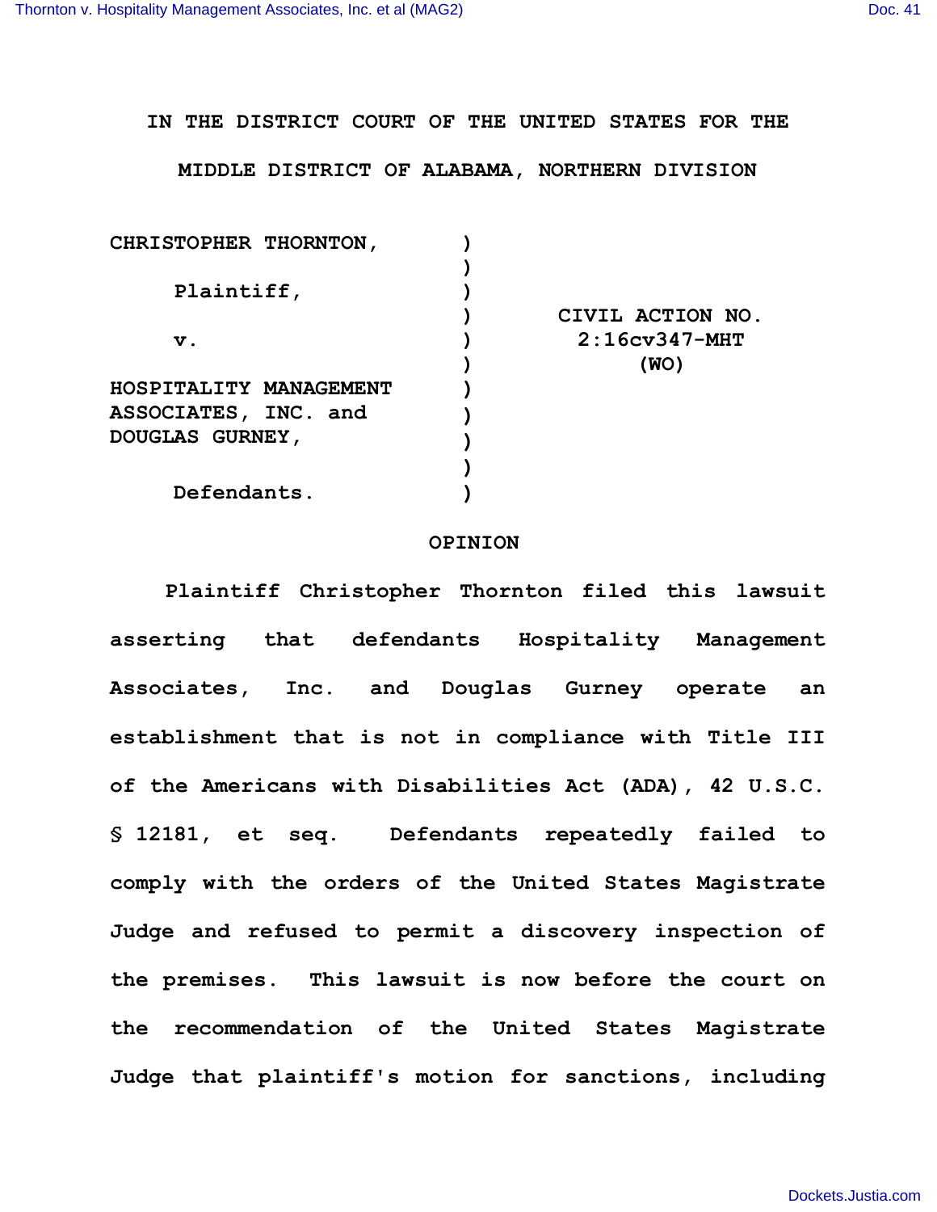IN THE DISTRICT COURT OF THE UNITED STATES FOR THE

MIDDLE DISTRICT OF ALABAMA, NORTHERN DIVISION

| | | |
|---|---|---|
| CHRISTOPHER THORNTON, | ) | |
| Plaintiff, | ) | |
| v. | ) | CIVIL ACTION NO. 2:16cv347-MHT (WO) |
| HOSPITALITY MANAGEMENT ASSOCIATES, INC. and DOUGLAS GURNEY, | ) | |
| Defendants. | ) | |

# OPINION

Plaintiff Christopher Thornton filed this lawsuit asserting that defendants Hospitality Management Associates, Inc. and Douglas Gurney operate an establishment that is not in compliance with Title III of the Americans with Disabilities Act (ADA), 42 U.S.C. § 12181, et seq. Defendants repeatedly failed to comply with the orders of the United States Magistrate Judge and refused to permit a discovery inspection of the premises. This lawsuit is now before the court on the recommendation of the United States Magistrate Judge that plaintiff's motion for sanctions, including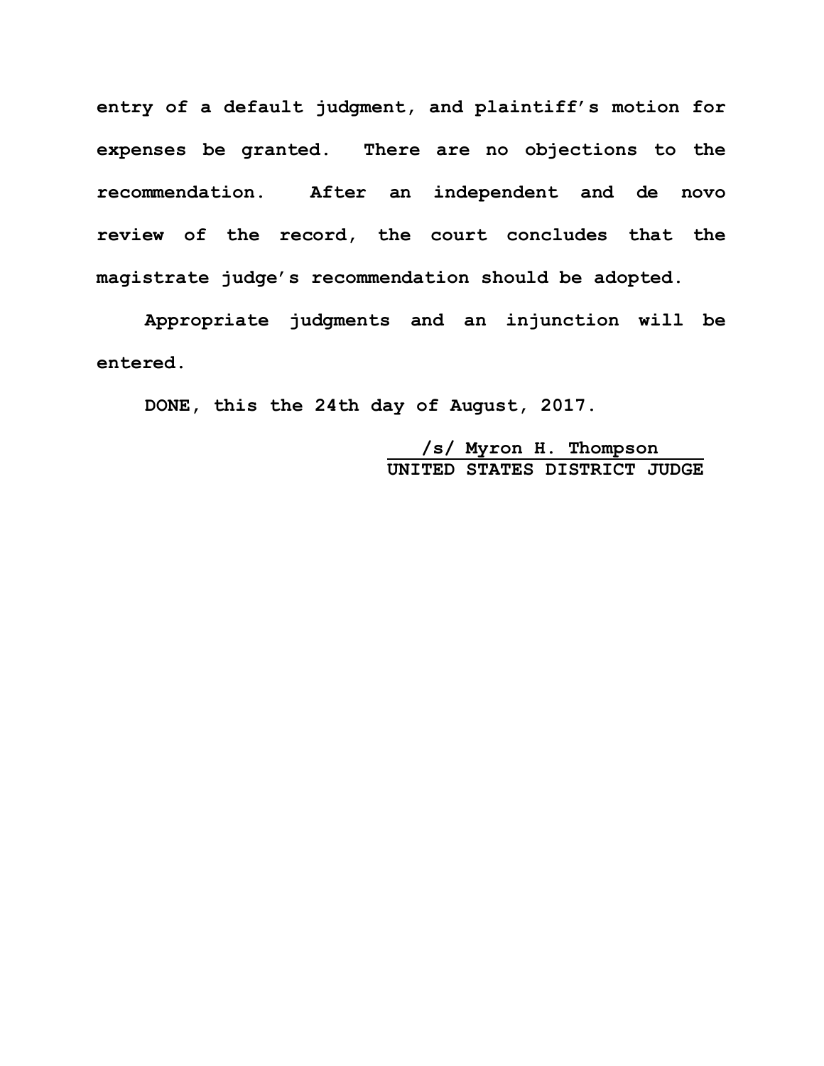entry of a default judgment, and plaintiff's motion for expenses be granted. There are no objections to the recommendation. After an independent and de novo review of the record, the court concludes that the magistrate judge's recommendation should be adopted.

Appropriate judgments and an injunction will be entered.

DONE, this the 24th day of August, 2017.

/s/ Myron H. Thompson
UNITED STATES DISTRICT JUDGE